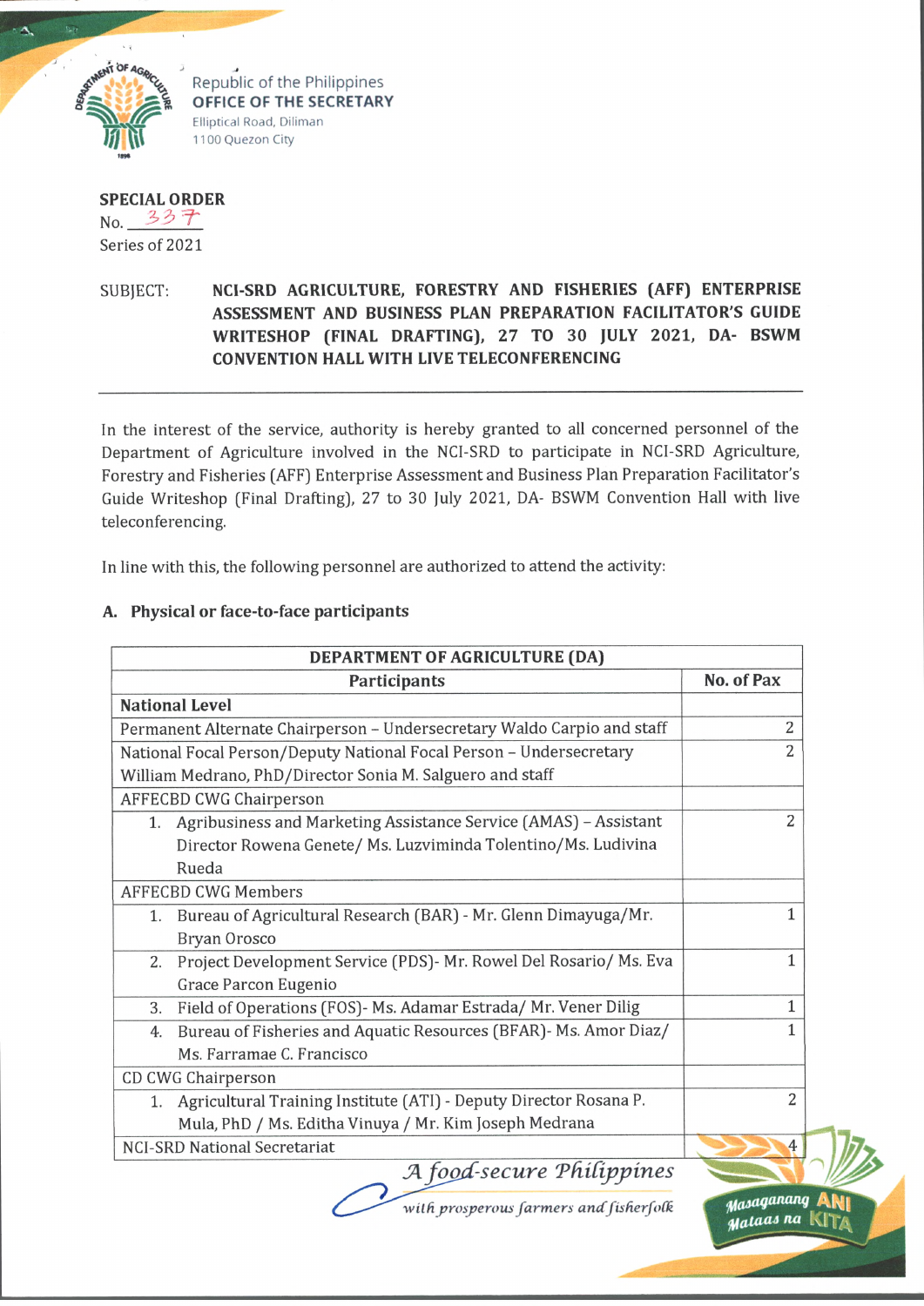Republic of the Philippines
**OFFICE OF THE SECRETARY**
Elliptical Road, Diliman
1100 Quezon City

**SPECIAL ORDER**
No. 337
Series of 2021

SUBJECT: **NCI-SRD AGRICULTURE, FORESTRY AND FISHERIES (AFF) ENTERPRISE ASSESSMENT AND BUSINESS PLAN PREPARATION FACILITATOR'S GUIDE WRITESHOP (FINAL DRAFTING), 27 TO 30 JULY 2021, DA- BSWM CONVENTION HALL WITH LIVE TELECONFERENCING**

---

In the interest of the service, authority is hereby granted to all concerned personnel of the Department of Agriculture involved in the NCI-SRD to participate in NCI-SRD Agriculture, Forestry and Fisheries (AFF) Enterprise Assessment and Business Plan Preparation Facilitator's Guide Writeshop (Final Drafting), 27 to 30 July 2021, DA- BSWM Convention Hall with live teleconferencing.

In line with this, the following personnel are authorized to attend the activity:

**A. Physical or face-to-face participants**

| DEPARTMENT OF AGRICULTURE (DA) | |
|---|---|
| **Participants** | **No. of Pax** |
| **National Level** | |
| Permanent Alternate Chairperson – Undersecretary Waldo Carpio and staff | 2 |
| National Focal Person/Deputy National Focal Person – Undersecretary William Medrano, PhD/Director Sonia M. Salguero and staff | 2 |
| AFFECBD CWG Chairperson | |
| 1. Agribusiness and Marketing Assistance Service (AMAS) – Assistant Director Rowena Genete/ Ms. Luzviminda Tolentino/Ms. Ludivina Rueda | 2 |
| AFFECBD CWG Members | |
| 1. Bureau of Agricultural Research (BAR) - Mr. Glenn Dimayuga/Mr. Bryan Orosco | 1 |
| 2. Project Development Service (PDS)- Mr. Rowel Del Rosario/ Ms. Eva Grace Parcon Eugenio | 1 |
| 3. Field of Operations (FOS)- Ms. Adamar Estrada/ Mr. Vener Dilig | 1 |
| 4. Bureau of Fisheries and Aquatic Resources (BFAR)- Ms. Amor Diaz/ Ms. Farramae C. Francisco | 1 |
| CD CWG Chairperson | |
| 1. Agricultural Training Institute (ATI) - Deputy Director Rosana P. Mula, PhD / Ms. Editha Vinuya / Mr. Kim Joseph Medrana | 2 |
| NCI-SRD National Secretariat | 4 |

*A food-secure Philippines with prosperous farmers and fisherfolk*

Masaganang ANI Mataas na KITA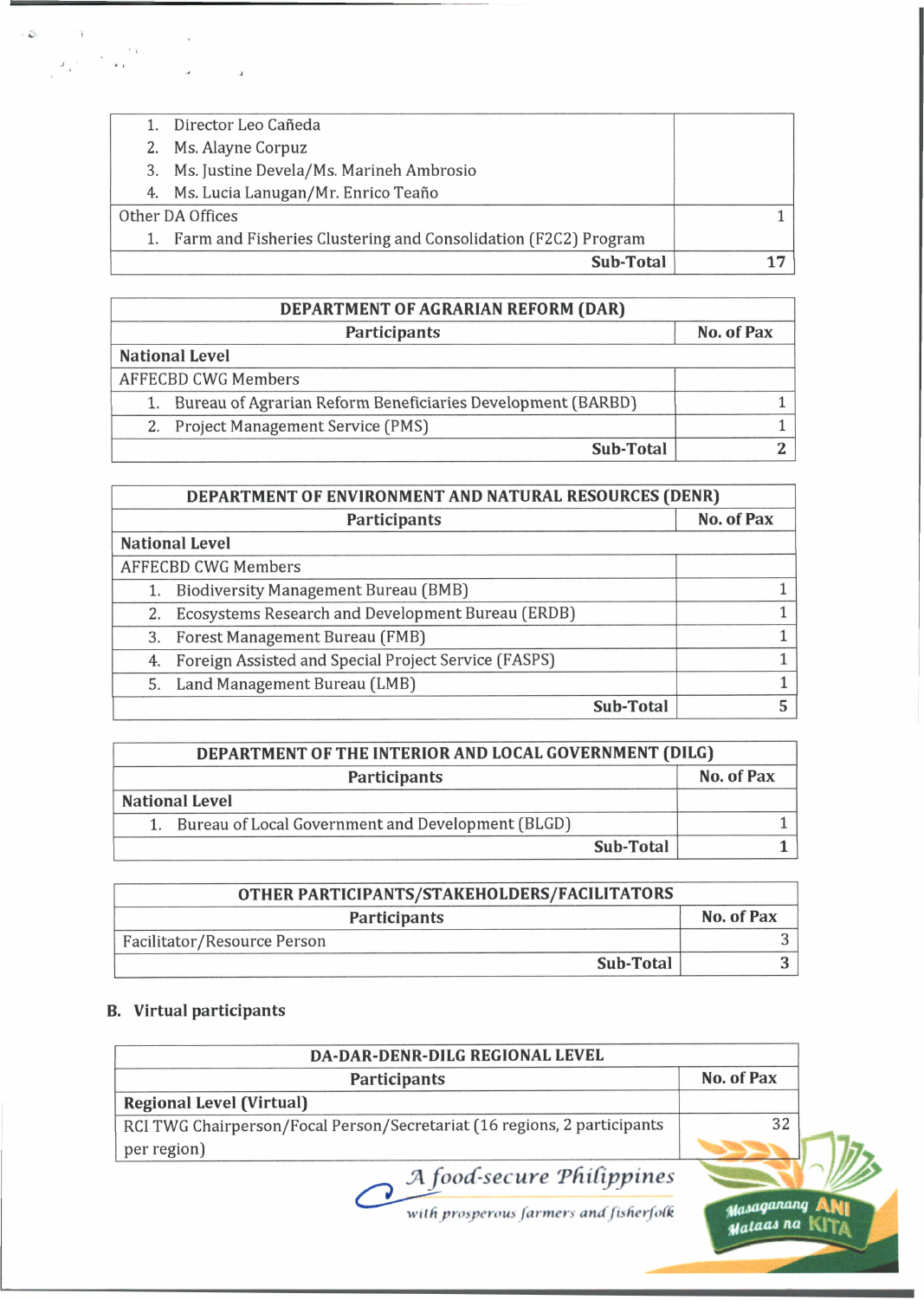| Participants | No. of Pax |
|---|---|
| 1. Director Leo Cañeda<br>2. Ms. Alayne Corpuz<br>3. Ms. Justine Devela/Ms. Marineh Ambrosio<br>4. Ms. Lucia Lanugan/Mr. Enrico Teaño | |
| Other DA Offices<br>1. Farm and Fisheries Clustering and Consolidation (F2C2) Program | 1 |
| **Sub-Total** | **17** |

| DEPARTMENT OF AGRARIAN REFORM (DAR) | |
|---|---|
| **Participants** | **No. of Pax** |
| **National Level** | |
| AFFECBD CWG Members | |
| 1. Bureau of Agrarian Reform Beneficiaries Development (BARBD) | 1 |
| 2. Project Management Service (PMS) | 1 |
| **Sub-Total** | **2** |

| DEPARTMENT OF ENVIRONMENT AND NATURAL RESOURCES (DENR) | |
|---|---|
| **Participants** | **No. of Pax** |
| **National Level** | |
| AFFECBD CWG Members | |
| 1. Biodiversity Management Bureau (BMB) | 1 |
| 2. Ecosystems Research and Development Bureau (ERDB) | 1 |
| 3. Forest Management Bureau (FMB) | 1 |
| 4. Foreign Assisted and Special Project Service (FASPS) | 1 |
| 5. Land Management Bureau (LMB) | 1 |
| **Sub-Total** | **5** |

| DEPARTMENT OF THE INTERIOR AND LOCAL GOVERNMENT (DILG) | |
|---|---|
| **Participants** | **No. of Pax** |
| **National Level** | |
| 1. Bureau of Local Government and Development (BLGD) | 1 |
| **Sub-Total** | **1** |

| OTHER PARTICIPANTS/STAKEHOLDERS/FACILITATORS | |
|---|---|
| **Participants** | **No. of Pax** |
| Facilitator/Resource Person | 3 |
| **Sub-Total** | **3** |

**B. Virtual participants**

| DA-DAR-DENR-DILG REGIONAL LEVEL | |
|---|---|
| **Participants** | **No. of Pax** |
| **Regional Level (Virtual)** | |
| RCI TWG Chairperson/Focal Person/Secretariat (16 regions, 2 participants per region) | 32 |

*A food-secure Philippines with prosperous farmers and fisherfolk*

Masaganang ANI Mataas na KITA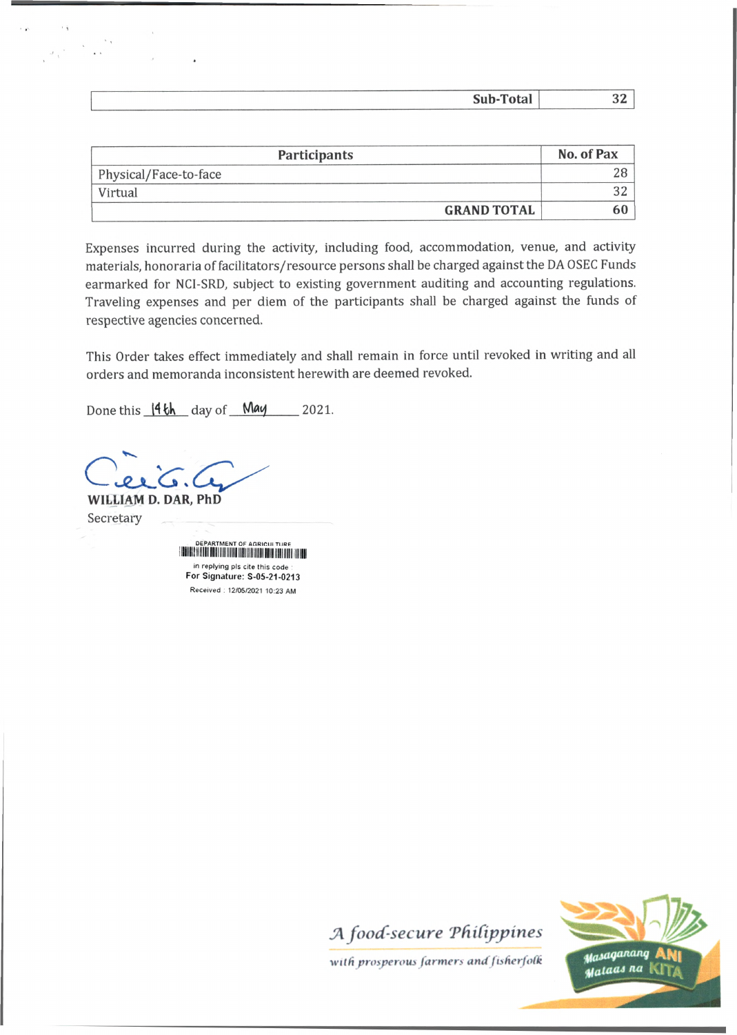| | |
|---|---|
| Sub-Total | 32 |

| Participants | No. of Pax |
|---|---|
| Physical/Face-to-face | 28 |
| Virtual | 32 |
| **GRAND TOTAL** | **60** |

Expenses incurred during the activity, including food, accommodation, venue, and activity materials, honoraria of facilitators/resource persons shall be charged against the DA OSEC Funds earmarked for NCI-SRD, subject to existing government auditing and accounting regulations. Traveling expenses and per diem of the participants shall be charged against the funds of respective agencies concerned.

This Order takes effect immediately and shall remain in force until revoked in writing and all orders and memoranda inconsistent herewith are deemed revoked.

Done this 14th day of May 2021.

**WILLIAM D. DAR, PhD**
Secretary

DEPARTMENT OF AGRICULTURE
in replying pls cite this code :
For Signature: S-05-21-0213
Received : 12/05/2021 10:23 AM

*A food-secure Philippines*
*with prosperous farmers and fisherfolk*

Masaganang ANI Mataas na KITA